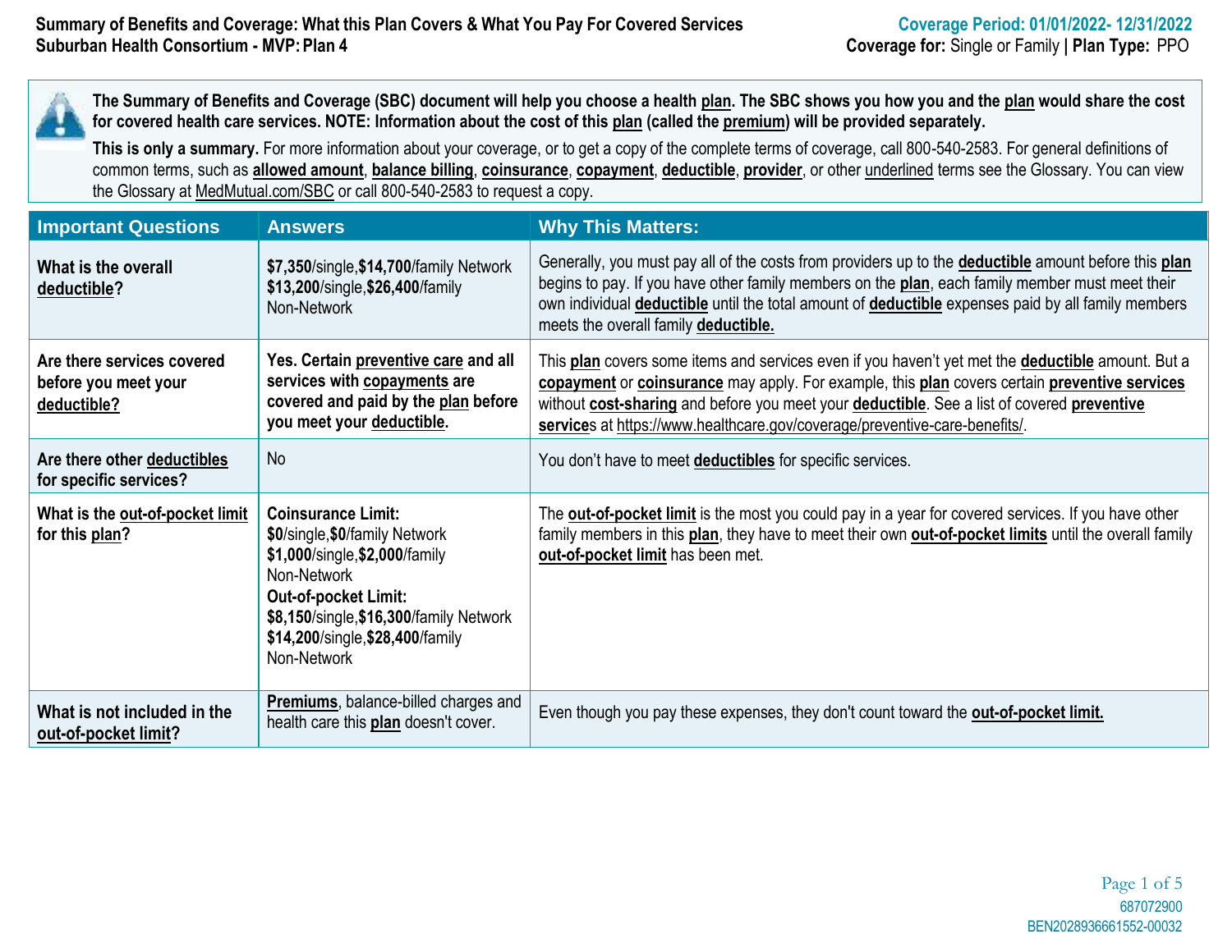**Summary of Benefits and Coverage: What this Plan Covers & What You Pay For Covered Services**
**Suburban Health Consortium - MVP: Plan 4**

**Coverage Period: 01/01/2022- 12/31/2022**
**Coverage for:** Single or Family | **Plan Type:** PPO

**The Summary of Benefits and Coverage (SBC) document will help you choose a health plan. The SBC shows you how you and the plan would share the cost for covered health care services. NOTE: Information about the cost of this plan (called the premium) will be provided separately.**

**This is only a summary.** For more information about your coverage, or to get a copy of the complete terms of coverage, call 800-540-2583. For general definitions of common terms, such as **allowed amount**, **balance billing**, **coinsurance**, **copayment**, **deductible**, **provider**, or other underlined terms see the Glossary. You can view the Glossary at MedMutual.com/SBC or call 800-540-2583 to request a copy.

| Important Questions | Answers | Why This Matters: |
|---|---|---|
| **What is the overall deductible?** | **$7,350**/single,**$14,700**/family Network<br>**$13,200**/single,**$26,400**/family Non-Network | Generally, you must pay all of the costs from providers up to the **deductible** amount before this **plan** begins to pay. If you have other family members on the **plan**, each family member must meet their own individual **deductible** until the total amount of **deductible** expenses paid by all family members meets the overall family **deductible.** |
| **Are there services covered before you meet your deductible?** | **Yes. Certain preventive care and all services with copayments are covered and paid by the plan before you meet your deductible.** | This **plan** covers some items and services even if you haven't yet met the **deductible** amount. But a **copayment** or **coinsurance** may apply. For example, this **plan** covers certain **preventive services** without **cost-sharing** and before you meet your **deductible**. See a list of covered **preventive services** at https://www.healthcare.gov/coverage/preventive-care-benefits/. |
| **Are there other deductibles for specific services?** | No | You don't have to meet **deductibles** for specific services. |
| **What is the out-of-pocket limit for this plan?** | **Coinsurance Limit:**<br>**$0**/single,**$0**/family Network<br>**$1,000**/single,**$2,000**/family Non-Network<br>**Out-of-pocket Limit:**<br>**$8,150**/single,**$16,300**/family Network<br>**$14,200**/single,**$28,400**/family Non-Network | The **out-of-pocket limit** is the most you could pay in a year for covered services. If you have other family members in this **plan**, they have to meet their own **out-of-pocket limits** until the overall family **out-of-pocket limit** has been met. |
| **What is not included in the out-of-pocket limit?** | **Premiums**, balance-billed charges and health care this **plan** doesn't cover. | Even though you pay these expenses, they don't count toward the **out-of-pocket limit.** |

687072900
BEN2028936661552-00032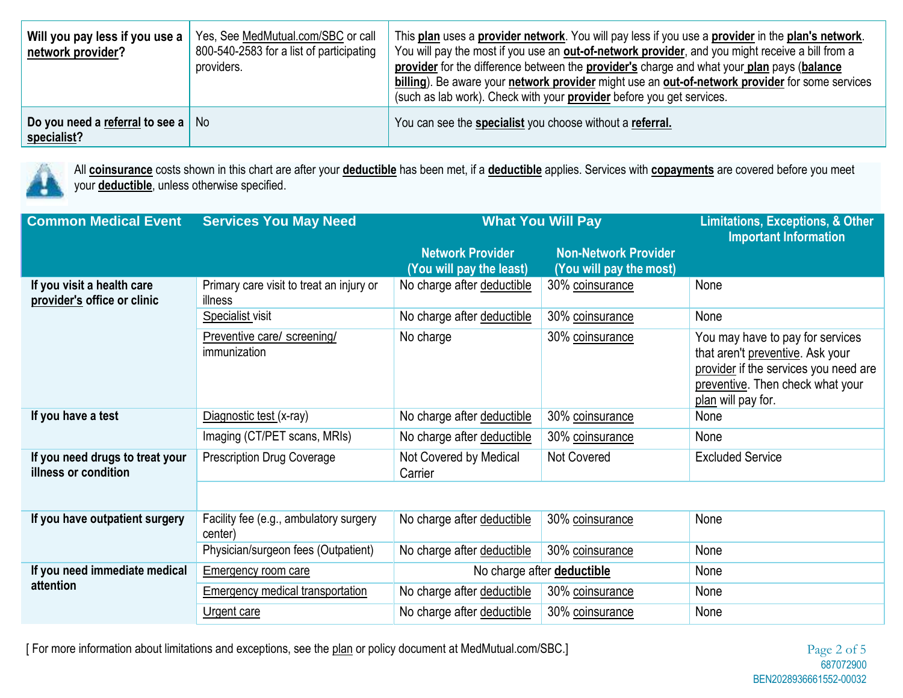| Will you pay less if you use a network provider? | Yes, See MedMutual.com/SBC or call 800-540-2583 for a list of participating providers. | This **plan** uses a **provider network**. You will pay less if you use a **provider** in the **plan's network**. You will pay the most if you use an **out-of-network provider**, and you might receive a bill from a **provider** for the difference between the **provider's** charge and what your **plan** pays (**balance billing**). Be aware your **network provider** might use an **out-of-network provider** for some services (such as lab work). Check with your **provider** before you get services. |
|---|---|---|
| Do you need a referral to see a specialist? | No | You can see the **specialist** you choose without a **referral.** |

All **coinsurance** costs shown in this chart are after your **deductible** has been met, if a **deductible** applies. Services with **copayments** are covered before you meet your **deductible**, unless otherwise specified.

| Common Medical Event | Services You May Need | What You Will Pay | | Limitations, Exceptions, & Other Important Information |
|---|---|---|---|---|
| | | Network Provider (You will pay the least) | Non-Network Provider (You will pay the most) | |
| If you visit a health care provider's office or clinic | Primary care visit to treat an injury or illness | No charge after deductible | 30% coinsurance | None |
| | Specialist visit | No charge after deductible | 30% coinsurance | None |
| | Preventive care/ screening/ immunization | No charge | 30% coinsurance | You may have to pay for services that aren't preventive. Ask your provider if the services you need are preventive. Then check what your plan will pay for. |
| If you have a test | Diagnostic test (x-ray) | No charge after deductible | 30% coinsurance | None |
| | Imaging (CT/PET scans, MRIs) | No charge after deductible | 30% coinsurance | None |
| If you need drugs to treat your illness or condition | Prescription Drug Coverage | Not Covered by Medical Carrier | Not Covered | Excluded Service |
| If you have outpatient surgery | Facility fee (e.g., ambulatory surgery center) | No charge after deductible | 30% coinsurance | None |
| | Physician/surgeon fees (Outpatient) | No charge after deductible | 30% coinsurance | None |
| If you need immediate medical attention | Emergency room care | No charge after **deductible** | | None |
| | Emergency medical transportation | No charge after deductible | 30% coinsurance | None |
| | Urgent care | No charge after deductible | 30% coinsurance | None |

[ For more information about limitations and exceptions, see the plan or policy document at MedMutual.com/SBC.]

687072900
BEN2028936661552-00032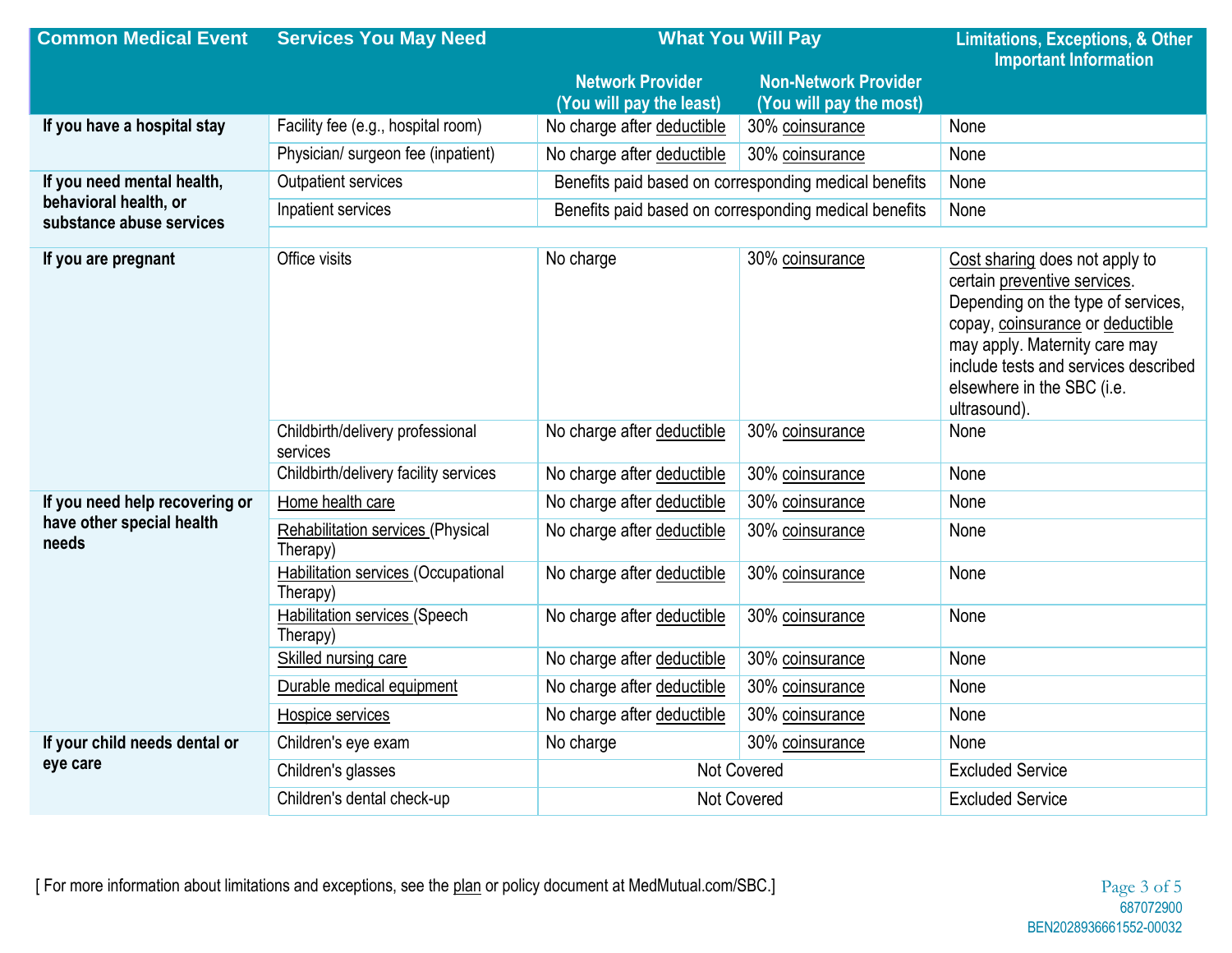| Common Medical Event | Services You May Need | What You Will Pay | | Limitations, Exceptions, & Other Important Information |
|---|---|---|---|---|
| | | Network Provider (You will pay the least) | Non-Network Provider (You will pay the most) | |
| If you have a hospital stay | Facility fee (e.g., hospital room) | No charge after deductible | 30% coinsurance | None |
| | Physician/ surgeon fee (inpatient) | No charge after deductible | 30% coinsurance | None |
| If you need mental health, behavioral health, or substance abuse services | Outpatient services | Benefits paid based on corresponding medical benefits | | None |
| | Inpatient services | Benefits paid based on corresponding medical benefits | | None |
| If you are pregnant | Office visits | No charge | 30% coinsurance | Cost sharing does not apply to certain preventive services. Depending on the type of services, copay, coinsurance or deductible may apply. Maternity care may include tests and services described elsewhere in the SBC (i.e. ultrasound). |
| | Childbirth/delivery professional services | No charge after deductible | 30% coinsurance | None |
| | Childbirth/delivery facility services | No charge after deductible | 30% coinsurance | None |
| If you need help recovering or have other special health needs | Home health care | No charge after deductible | 30% coinsurance | None |
| | Rehabilitation services (Physical Therapy) | No charge after deductible | 30% coinsurance | None |
| | Habilitation services (Occupational Therapy) | No charge after deductible | 30% coinsurance | None |
| | Habilitation services (Speech Therapy) | No charge after deductible | 30% coinsurance | None |
| | Skilled nursing care | No charge after deductible | 30% coinsurance | None |
| | Durable medical equipment | No charge after deductible | 30% coinsurance | None |
| | Hospice services | No charge after deductible | 30% coinsurance | None |
| If your child needs dental or eye care | Children's eye exam | No charge | 30% coinsurance | None |
| | Children's glasses | Not Covered | | Excluded Service |
| | Children's dental check-up | Not Covered | | Excluded Service |

[ For more information about limitations and exceptions, see the plan or policy document at MedMutual.com/SBC.]

687072900
BEN2028936661552-00032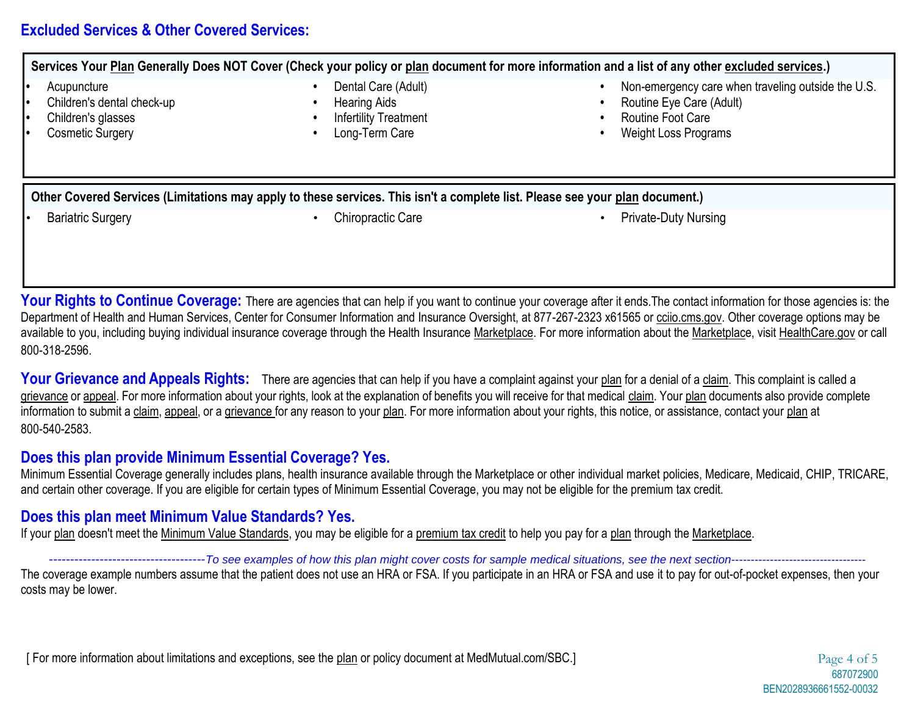## Excluded Services & Other Covered Services:

**Services Your Plan Generally Does NOT Cover (Check your policy or plan document for more information and a list of any other excluded services.)**

- Acupuncture
- Children's dental check-up
- Children's glasses
- Cosmetic Surgery
- Dental Care (Adult)
- Hearing Aids
- Infertility Treatment
- Long-Term Care
- Non-emergency care when traveling outside the U.S.
- Routine Eye Care (Adult)
- Routine Foot Care
- Weight Loss Programs

**Other Covered Services (Limitations may apply to these services. This isn't a complete list. Please see your plan document.)**

- Bariatric Surgery
- Chiropractic Care
- Private-Duty Nursing

**Your Rights to Continue Coverage:** There are agencies that can help if you want to continue your coverage after it ends.The contact information for those agencies is: the Department of Health and Human Services, Center for Consumer Information and Insurance Oversight, at 877-267-2323 x61565 or cciio.cms.gov. Other coverage options may be available to you, including buying individual insurance coverage through the Health Insurance Marketplace. For more information about the Marketplace, visit HealthCare.gov or call 800-318-2596.

**Your Grievance and Appeals Rights:** There are agencies that can help if you have a complaint against your plan for a denial of a claim. This complaint is called a grievance or appeal. For more information about your rights, look at the explanation of benefits you will receive for that medical claim. Your plan documents also provide complete information to submit a claim, appeal, or a grievance for any reason to your plan. For more information about your rights, this notice, or assistance, contact your plan at 800-540-2583.

### Does this plan provide Minimum Essential Coverage? Yes.

Minimum Essential Coverage generally includes plans, health insurance available through the Marketplace or other individual market policies, Medicare, Medicaid, CHIP, TRICARE, and certain other coverage. If you are eligible for certain types of Minimum Essential Coverage, you may not be eligible for the premium tax credit.

### Does this plan meet Minimum Value Standards? Yes.

If your plan doesn't meet the Minimum Value Standards, you may be eligible for a premium tax credit to help you pay for a plan through the Marketplace.

------------------------------------*To see examples of how this plan might cover costs for sample medical situations, see the next section*----------------------------------

The coverage example numbers assume that the patient does not use an HRA or FSA. If you participate in an HRA or FSA and use it to pay for out-of-pocket expenses, then your costs may be lower.

[ For more information about limitations and exceptions, see the plan or policy document at MedMutual.com/SBC.]

687072900
BEN2028936661552-00032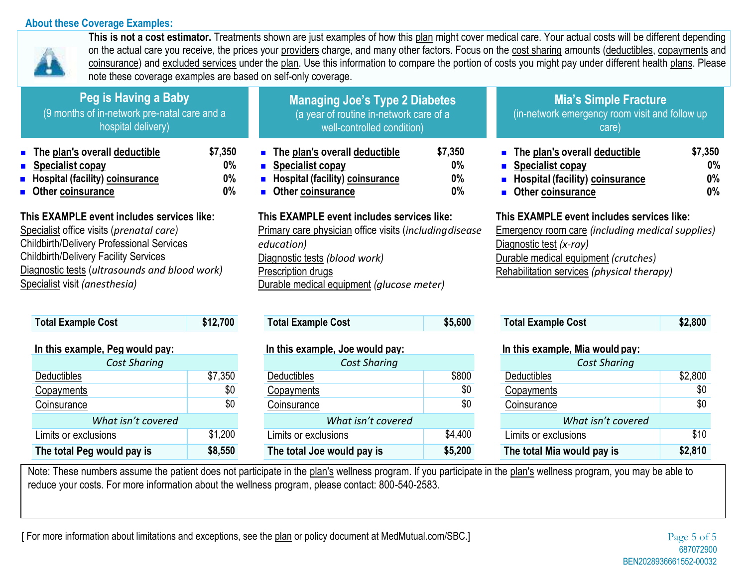## About these Coverage Examples:

**This is not a cost estimator.** Treatments shown are just examples of how this plan might cover medical care. Your actual costs will be different depending on the actual care you receive, the prices your providers charge, and many other factors. Focus on the cost sharing amounts (deductibles, copayments and coinsurance) and excluded services under the plan. Use this information to compare the portion of costs you might pay under different health plans. Please note these coverage examples are based on self-only coverage.

### Peg is Having a Baby
(9 months of in-network pre-natal care and a hospital delivery)

- **The plan's overall deductible** **$7,350**
- **Specialist copay** **0%**
- **Hospital (facility) coinsurance** **0%**
- **Other coinsurance** **0%**

**This EXAMPLE event includes services like:**
Specialist office visits (*prenatal care)*
Childbirth/Delivery Professional Services
Childbirth/Delivery Facility Services
Diagnostic tests (*ultrasounds and blood work)*
Specialist visit *(anesthesia)*

| **Total Example Cost** | **$12,700** |
|---|---|

**In this example, Peg would pay:**

| *Cost Sharing* | |
|---|---|
| Deductibles | $7,350 |
| Copayments | $0 |
| Coinsurance | $0 |
| *What isn't covered* | |
| Limits or exclusions | $1,200 |
| **The total Peg would pay is** | **$8,550** |

### Managing Joe's Type 2 Diabetes
(a year of routine in-network care of a well-controlled condition)

- **The plan's overall deductible** **$7,350**
- **Specialist copay** **0%**
- **Hospital (facility) coinsurance** **0%**
- **Other coinsurance** **0%**

**This EXAMPLE event includes services like:**
Primary care physician office visits (*including disease education)*
Diagnostic tests *(blood work)*
Prescription drugs
Durable medical equipment *(glucose meter)*

| **Total Example Cost** | **$5,600** |
|---|---|

**In this example, Joe would pay:**

| *Cost Sharing* | |
|---|---|
| Deductibles | $800 |
| Copayments | $0 |
| Coinsurance | $0 |
| *What isn't covered* | |
| Limits or exclusions | $4,400 |
| **The total Joe would pay is** | **$5,200** |

### Mia's Simple Fracture
(in-network emergency room visit and follow up care)

- **The plan's overall deductible** **$7,350**
- **Specialist copay** **0%**
- **Hospital (facility) coinsurance** **0%**
- **Other coinsurance** **0%**

**This EXAMPLE event includes services like:**
Emergency room care *(including medical supplies)*
Diagnostic test *(x-ray)*
Durable medical equipment *(crutches)*
Rehabilitation services *(physical therapy)*

| **Total Example Cost** | **$2,800** |
|---|---|

**In this example, Mia would pay:**

| *Cost Sharing* | |
|---|---|
| Deductibles | $2,800 |
| Copayments | $0 |
| Coinsurance | $0 |
| *What isn't covered* | |
| Limits or exclusions | $10 |
| **The total Mia would pay is** | **$2,810** |

Note: These numbers assume the patient does not participate in the plan's wellness program. If you participate in the plan's wellness program, you may be able to reduce your costs. For more information about the wellness program, please contact: 800-540-2583.

[ For more information about limitations and exceptions, see the plan or policy document at MedMutual.com/SBC.]

687072900
BEN2028936661552-00032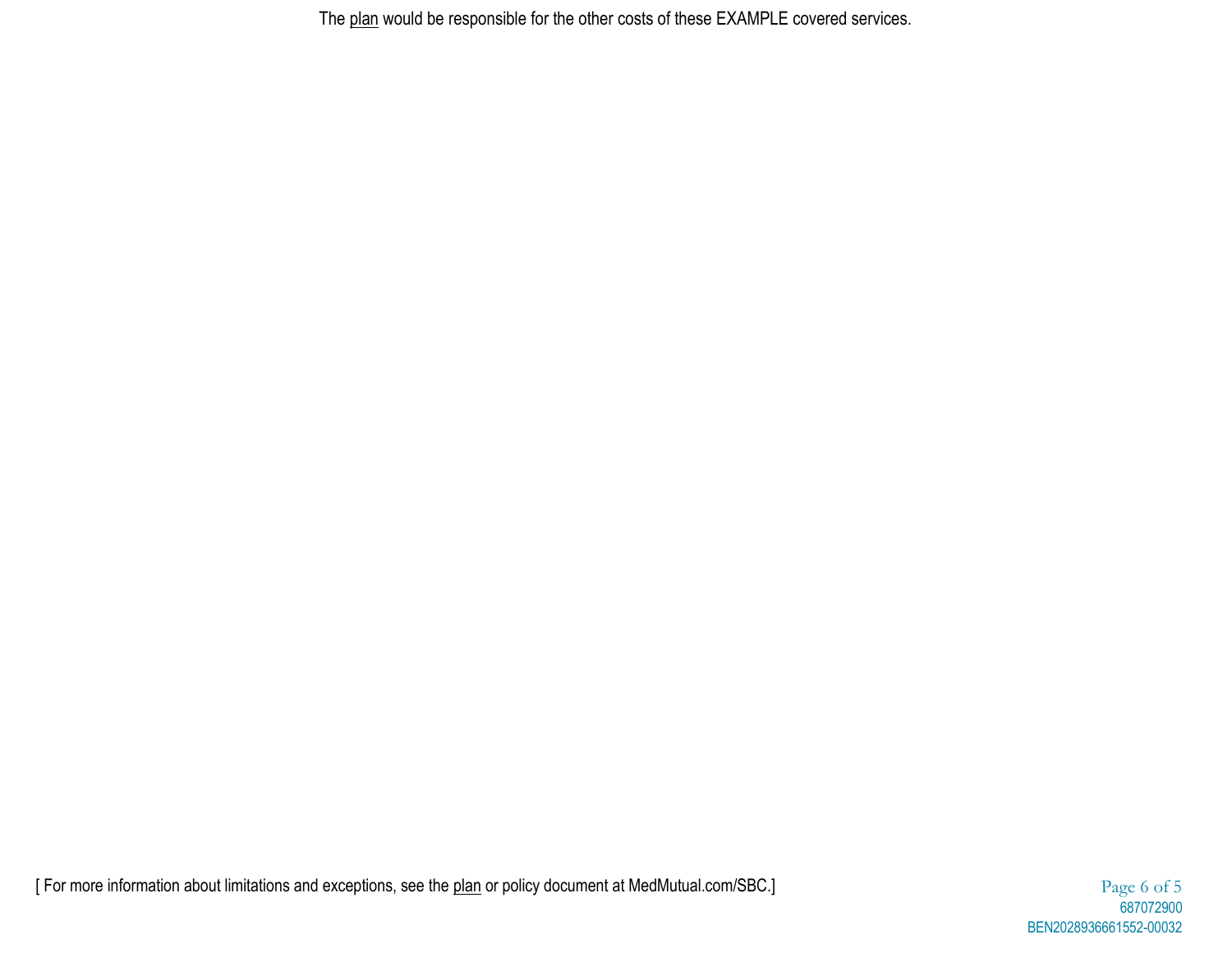The plan would be responsible for the other costs of these EXAMPLE covered services.